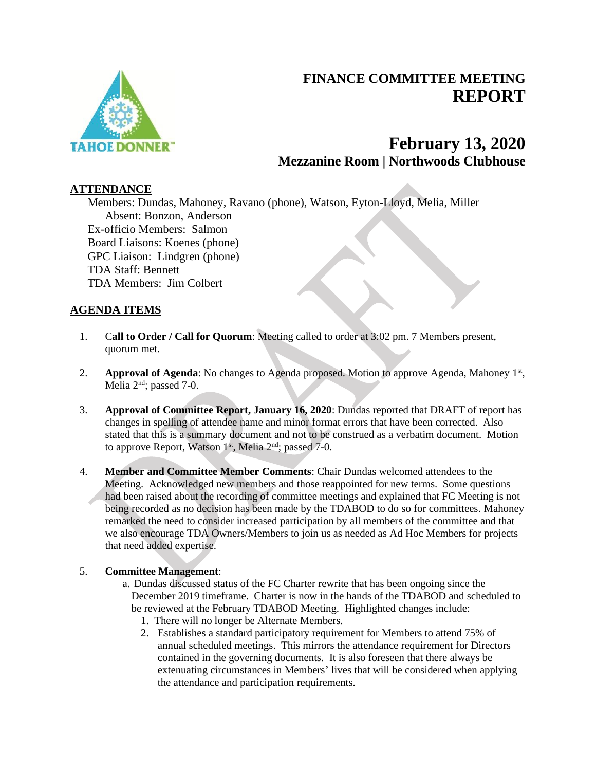# FINANCE COMMITTEE MEETING REPORT

## February 13, 2020
### Mezzanine Room | Northwoods Clubhouse

**ATTENDANCE**

Members: Dundas, Mahoney, Ravano (phone), Watson, Eyton-Lloyd, Melia, Miller
Absent: Bonzon, Anderson
Ex-officio Members: Salmon
Board Liaisons: Koenes (phone)
GPC Liaison: Lindgren (phone)
TDA Staff: Bennett
TDA Members: Jim Colbert

**AGENDA ITEMS**

1. **Call to Order / Call for Quorum**: Meeting called to order at 3:02 pm. 7 Members present, quorum met.

2. **Approval of Agenda**: No changes to Agenda proposed. Motion to approve Agenda, Mahoney 1st, Melia 2nd; passed 7-0.

3. **Approval of Committee Report, January 16, 2020**: Dundas reported that DRAFT of report has changes in spelling of attendee name and minor format errors that have been corrected. Also stated that this is a summary document and not to be construed as a verbatim document. Motion to approve Report, Watson 1st, Melia 2nd; passed 7-0.

4. **Member and Committee Member Comments**: Chair Dundas welcomed attendees to the Meeting. Acknowledged new members and those reappointed for new terms. Some questions had been raised about the recording of committee meetings and explained that FC Meeting is not being recorded as no decision has been made by the TDABOD to do so for committees. Mahoney remarked the need to consider increased participation by all members of the committee and that we also encourage TDA Owners/Members to join us as needed as Ad Hoc Members for projects that need added expertise.

5. **Committee Management**:
   a. Dundas discussed status of the FC Charter rewrite that has been ongoing since the December 2019 timeframe. Charter is now in the hands of the TDABOD and scheduled to be reviewed at the February TDABOD Meeting. Highlighted changes include:
      1. There will no longer be Alternate Members.
      2. Establishes a standard participatory requirement for Members to attend 75% of annual scheduled meetings. This mirrors the attendance requirement for Directors contained in the governing documents. It is also foreseen that there always be extenuating circumstances in Members' lives that will be considered when applying the attendance and participation requirements.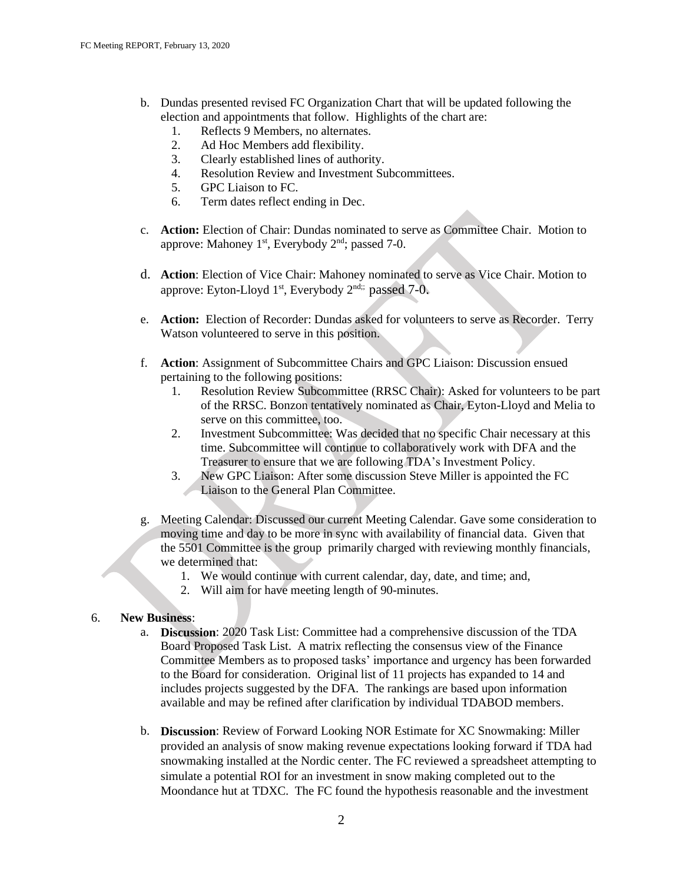b. Dundas presented revised FC Organization Chart that will be updated following the election and appointments that follow. Highlights of the chart are:
   1. Reflects 9 Members, no alternates.
   2. Ad Hoc Members add flexibility.
   3. Clearly established lines of authority.
   4. Resolution Review and Investment Subcommittees.
   5. GPC Liaison to FC.
   6. Term dates reflect ending in Dec.

c. **Action:** Election of Chair: Dundas nominated to serve as Committee Chair. Motion to approve: Mahoney 1st, Everybody 2nd; passed 7-0.

d. **Action**: Election of Vice Chair: Mahoney nominated to serve as Vice Chair. Motion to approve: Eyton-Lloyd 1st, Everybody 2nd;; passed 7-0.

e. **Action:** Election of Recorder: Dundas asked for volunteers to serve as Recorder. Terry Watson volunteered to serve in this position.

f. **Action**: Assignment of Subcommittee Chairs and GPC Liaison: Discussion ensued pertaining to the following positions:
   1. Resolution Review Subcommittee (RRSC Chair): Asked for volunteers to be part of the RRSC. Bonzon tentatively nominated as Chair, Eyton-Lloyd and Melia to serve on this committee, too.
   2. Investment Subcommittee: Was decided that no specific Chair necessary at this time. Subcommittee will continue to collaboratively work with DFA and the Treasurer to ensure that we are following TDA's Investment Policy.
   3. New GPC Liaison: After some discussion Steve Miller is appointed the FC Liaison to the General Plan Committee.

g. Meeting Calendar: Discussed our current Meeting Calendar. Gave some consideration to moving time and day to be more in sync with availability of financial data. Given that the 5501 Committee is the group primarily charged with reviewing monthly financials, we determined that:
   1. We would continue with current calendar, day, date, and time; and,
   2. Will aim for have meeting length of 90-minutes.

6. **New Business**:
   a. **Discussion**: 2020 Task List: Committee had a comprehensive discussion of the TDA Board Proposed Task List. A matrix reflecting the consensus view of the Finance Committee Members as to proposed tasks' importance and urgency has been forwarded to the Board for consideration. Original list of 11 projects has expanded to 14 and includes projects suggested by the DFA. The rankings are based upon information available and may be refined after clarification by individual TDABOD members.

   b. **Discussion**: Review of Forward Looking NOR Estimate for XC Snowmaking: Miller provided an analysis of snow making revenue expectations looking forward if TDA had snowmaking installed at the Nordic center. The FC reviewed a spreadsheet attempting to simulate a potential ROI for an investment in snow making completed out to the Moondance hut at TDXC. The FC found the hypothesis reasonable and the investment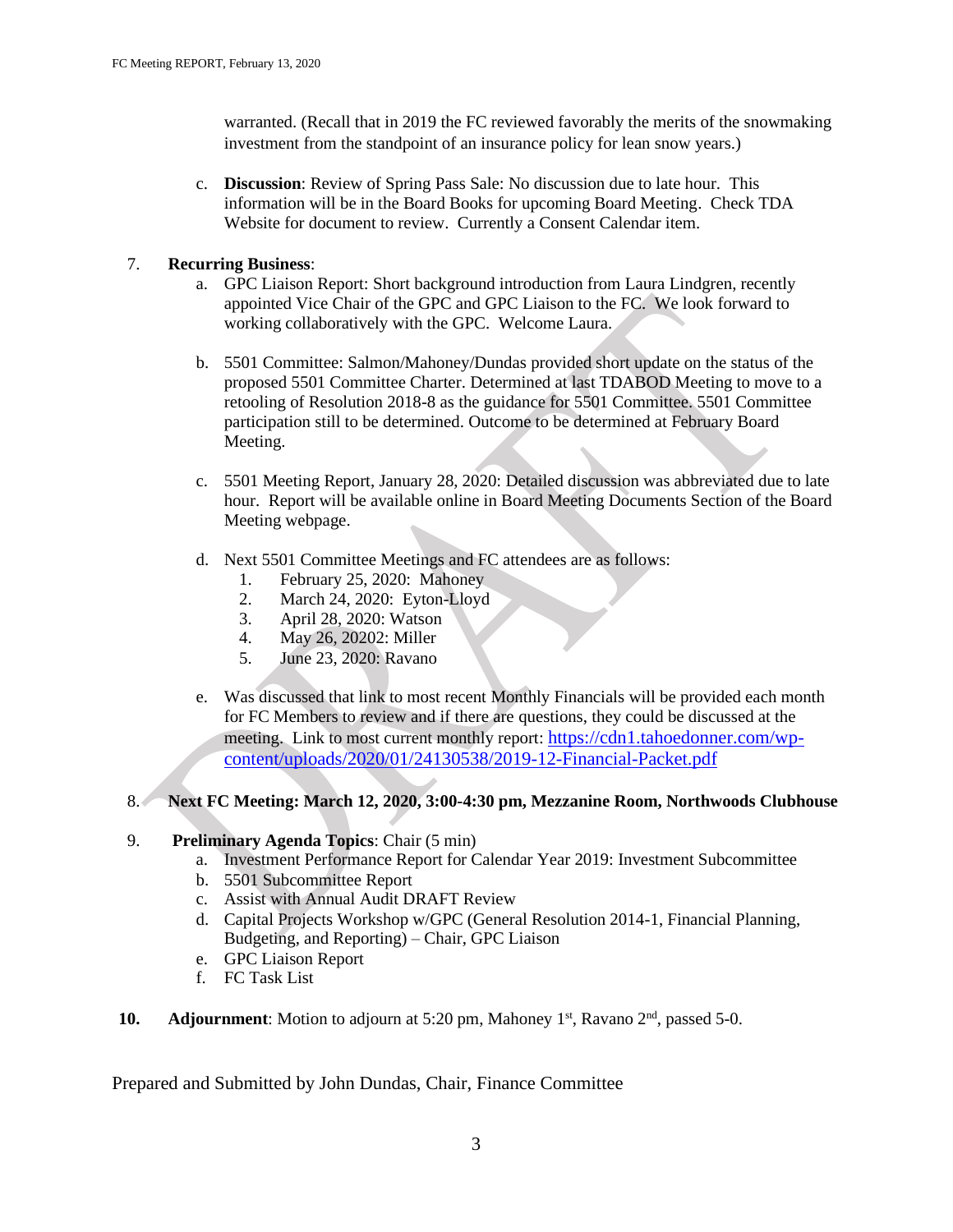warranted. (Recall that in 2019 the FC reviewed favorably the merits of the snowmaking investment from the standpoint of an insurance policy for lean snow years.)

c. **Discussion**: Review of Spring Pass Sale: No discussion due to late hour. This information will be in the Board Books for upcoming Board Meeting. Check TDA Website for document to review. Currently a Consent Calendar item.

7. **Recurring Business**:
   a. GPC Liaison Report: Short background introduction from Laura Lindgren, recently appointed Vice Chair of the GPC and GPC Liaison to the FC. We look forward to working collaboratively with the GPC. Welcome Laura.

   b. 5501 Committee: Salmon/Mahoney/Dundas provided short update on the status of the proposed 5501 Committee Charter. Determined at last TDABOD Meeting to move to a retooling of Resolution 2018-8 as the guidance for 5501 Committee. 5501 Committee participation still to be determined. Outcome to be determined at February Board Meeting.

   c. 5501 Meeting Report, January 28, 2020: Detailed discussion was abbreviated due to late hour. Report will be available online in Board Meeting Documents Section of the Board Meeting webpage.

   d. Next 5501 Committee Meetings and FC attendees are as follows:
      1. February 25, 2020: Mahoney
      2. March 24, 2020: Eyton-Lloyd
      3. April 28, 2020: Watson
      4. May 26, 20202: Miller
      5. June 23, 2020: Ravano

   e. Was discussed that link to most recent Monthly Financials will be provided each month for FC Members to review and if there are questions, they could be discussed at the meeting. Link to most current monthly report: https://cdn1.tahoedonner.com/wp-content/uploads/2020/01/24130538/2019-12-Financial-Packet.pdf

8. **Next FC Meeting: March 12, 2020, 3:00-4:30 pm, Mezzanine Room, Northwoods Clubhouse**

9. **Preliminary Agenda Topics**: Chair (5 min)
   a. Investment Performance Report for Calendar Year 2019: Investment Subcommittee
   b. 5501 Subcommittee Report
   c. Assist with Annual Audit DRAFT Review
   d. Capital Projects Workshop w/GPC (General Resolution 2014-1, Financial Planning, Budgeting, and Reporting) – Chair, GPC Liaison
   e. GPC Liaison Report
   f. FC Task List

10. **Adjournment**: Motion to adjourn at 5:20 pm, Mahoney 1st, Ravano 2nd, passed 5-0.

Prepared and Submitted by John Dundas, Chair, Finance Committee